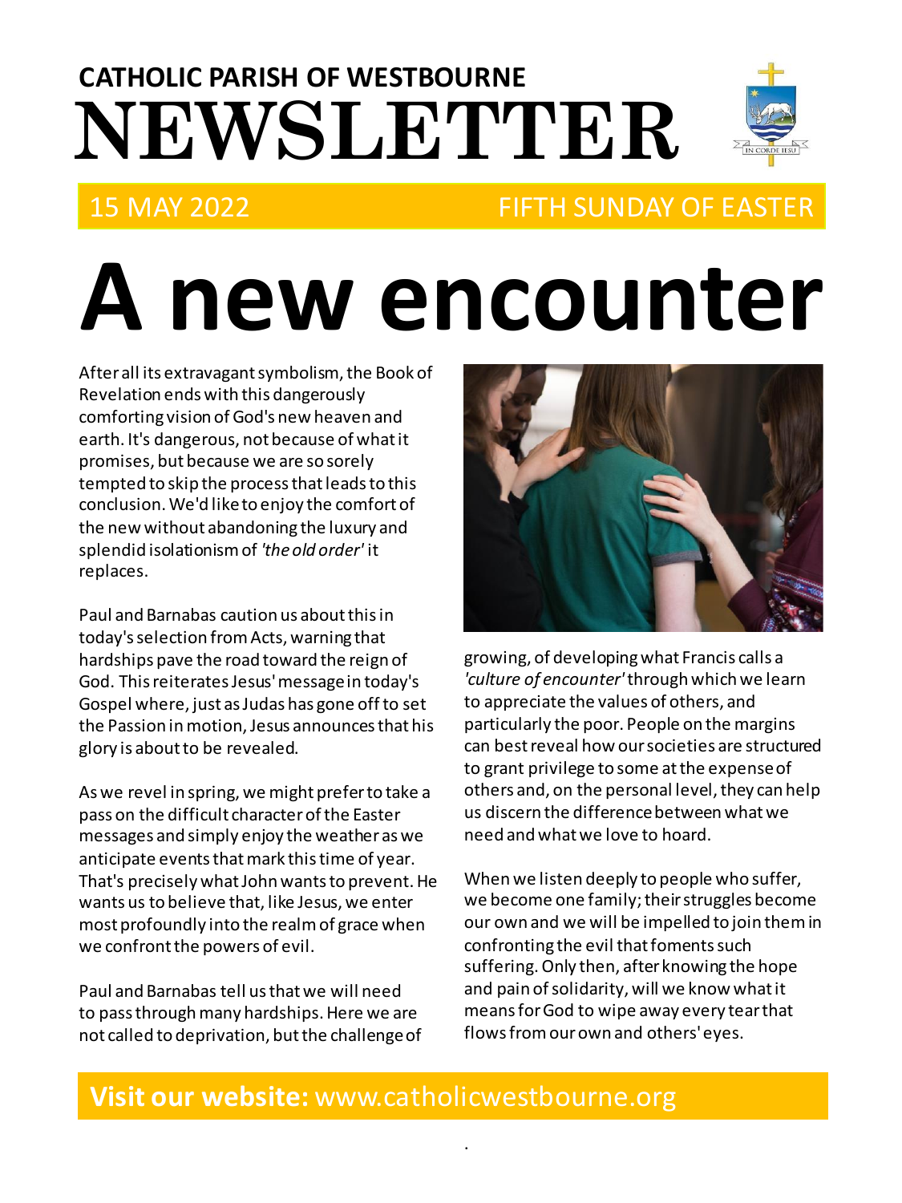**CATHOLIC PARISH OF WESTBOURNE**

# NEWSLETTER

15 MAY 2022 | FIFTH SUNDAY OF EASTER

# A new encounter

After all its extravagant symbolism, the Book of Revelation ends with this dangerously comforting vision of God's new heaven and earth. It's dangerous, not because of what it promises, but because we are so sorely tempted to skip the process that leads to this conclusion. We'd like to enjoy the comfort of the new without abandoning the luxury and splendid isolationism of *'the old order'* it replaces.

Paul and Barnabas caution us about this in today's selection from Acts, warning that hardships pave the road toward the reign of God. This reiterates Jesus' message in today's Gospel where, just as Judas has gone off to set the Passion in motion, Jesus announces that his glory is about to be revealed.

As we revel in spring, we might prefer to take a pass on the difficult character of the Easter messages and simply enjoy the weather as we anticipate events that mark this time of year. That's precisely what John wants to prevent. He wants us to believe that, like Jesus, we enter most profoundly into the realm of grace when we confront the powers of evil.

Paul and Barnabas tell us that we will need to pass through many hardships. Here we are not called to deprivation, but the challenge of growing, of developing what Francis calls a *'culture of encounter'* through which we learn to appreciate the values of others, and particularly the poor. People on the margins can best reveal how our societies are structured to grant privilege to some at the expense of others and, on the personal level, they can help us discern the difference between what we need and what we love to hoard.

When we listen deeply to people who suffer, we become one family; their struggles become our own and we will be impelled to join them in confronting the evil that foments such suffering. Only then, after knowing the hope and pain of solidarity, will we know what it means for God to wipe away every tear that flows from our own and others' eyes.

**Visit our website:** www.catholicwestbourne.org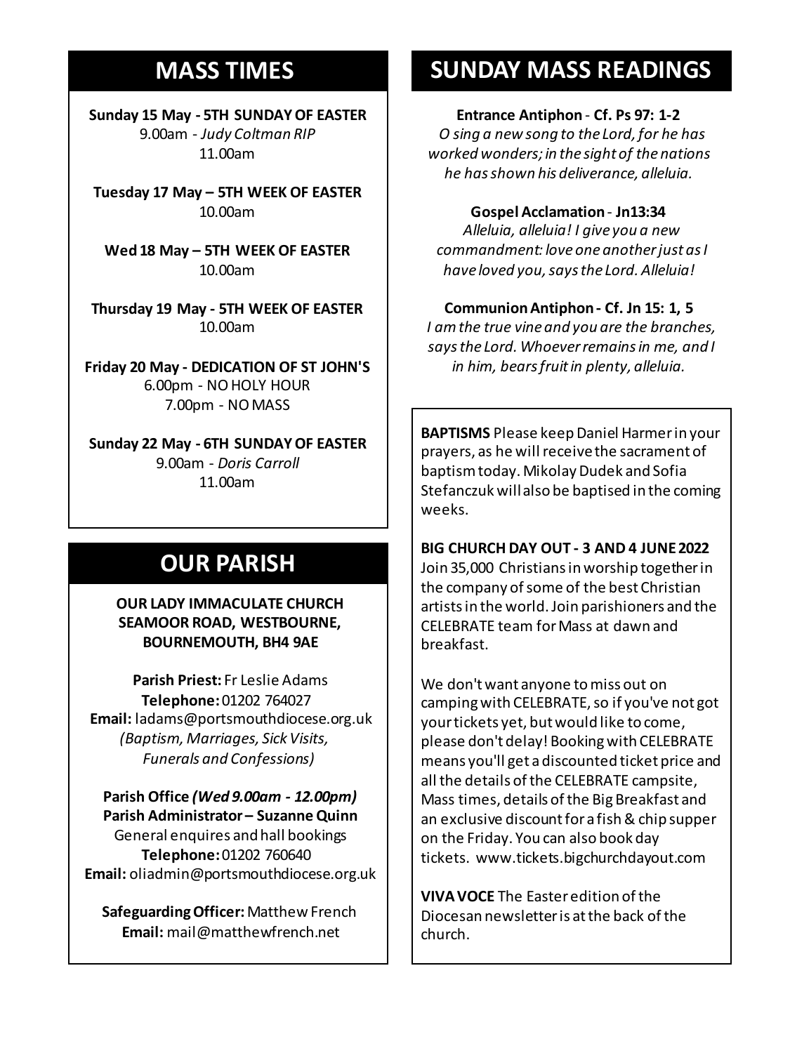## MASS TIMES

**Sunday 15 May - 5TH SUNDAY OF EASTER**
9.00am - *Judy Coltman RIP*
11.00am

**Tuesday 17 May – 5TH WEEK OF EASTER**
10.00am

**Wed 18 May – 5TH WEEK OF EASTER**
10.00am

**Thursday 19 May - 5TH WEEK OF EASTER**
10.00am

**Friday 20 May - DEDICATION OF ST JOHN'S**
6.00pm - NO HOLY HOUR
7.00pm - NO MASS

**Sunday 22 May - 6TH SUNDAY OF EASTER**
9.00am - *Doris Carroll*
11.00am

## OUR PARISH

**OUR LADY IMMACULATE CHURCH**
**SEAMOOR ROAD, WESTBOURNE, BOURNEMOUTH, BH4 9AE**

**Parish Priest:** Fr Leslie Adams
**Telephone:** 01202 764027
**Email:** ladams@portsmouthdiocese.org.uk
*(Baptism, Marriages, Sick Visits, Funerals and Confessions)*

**Parish Office *(Wed 9.00am - 12.00pm)***
**Parish Administrator – Suzanne Quinn**
General enquires and hall bookings
**Telephone:** 01202 760640
**Email:** oliadmin@portsmouthdiocese.org.uk

**Safeguarding Officer:** Matthew French
**Email:** mail@matthewfrench.net

## SUNDAY MASS READINGS

**Entrance Antiphon - Cf. Ps 97: 1-2**
*O sing a new song to the Lord, for he has worked wonders; in the sight of the nations he has shown his deliverance, alleluia.*

**Gospel Acclamation - Jn13:34**
*Alleluia, alleluia! I give you a new commandment: love one another just as I have loved you, says the Lord. Alleluia!*

**Communion Antiphon - Cf. Jn 15: 1, 5**
*I am the true vine and you are the branches, says the Lord. Whoever remains in me, and I in him, bears fruit in plenty, alleluia.*

**BAPTISMS** Please keep Daniel Harmer in your prayers, as he will receive the sacrament of baptism today. Mikolay Dudek and Sofia Stefanczuk will also be baptised in the coming weeks.

**BIG CHURCH DAY OUT - 3 AND 4 JUNE 2022**
Join 35,000 Christians in worship together in the company of some of the best Christian artists in the world. Join parishioners and the CELEBRATE team for Mass at dawn and breakfast.

We don't want anyone to miss out on camping with CELEBRATE, so if you've not got your tickets yet, but would like to come, please don't delay! Booking with CELEBRATE means you'll get a discounted ticket price and all the details of the CELEBRATE campsite, Mass times, details of the Big Breakfast and an exclusive discount for a fish & chip supper on the Friday. You can also book day tickets. www.tickets.bigchurchdayout.com

**VIVA VOCE** The Easter edition of the Diocesan newsletter is at the back of the church.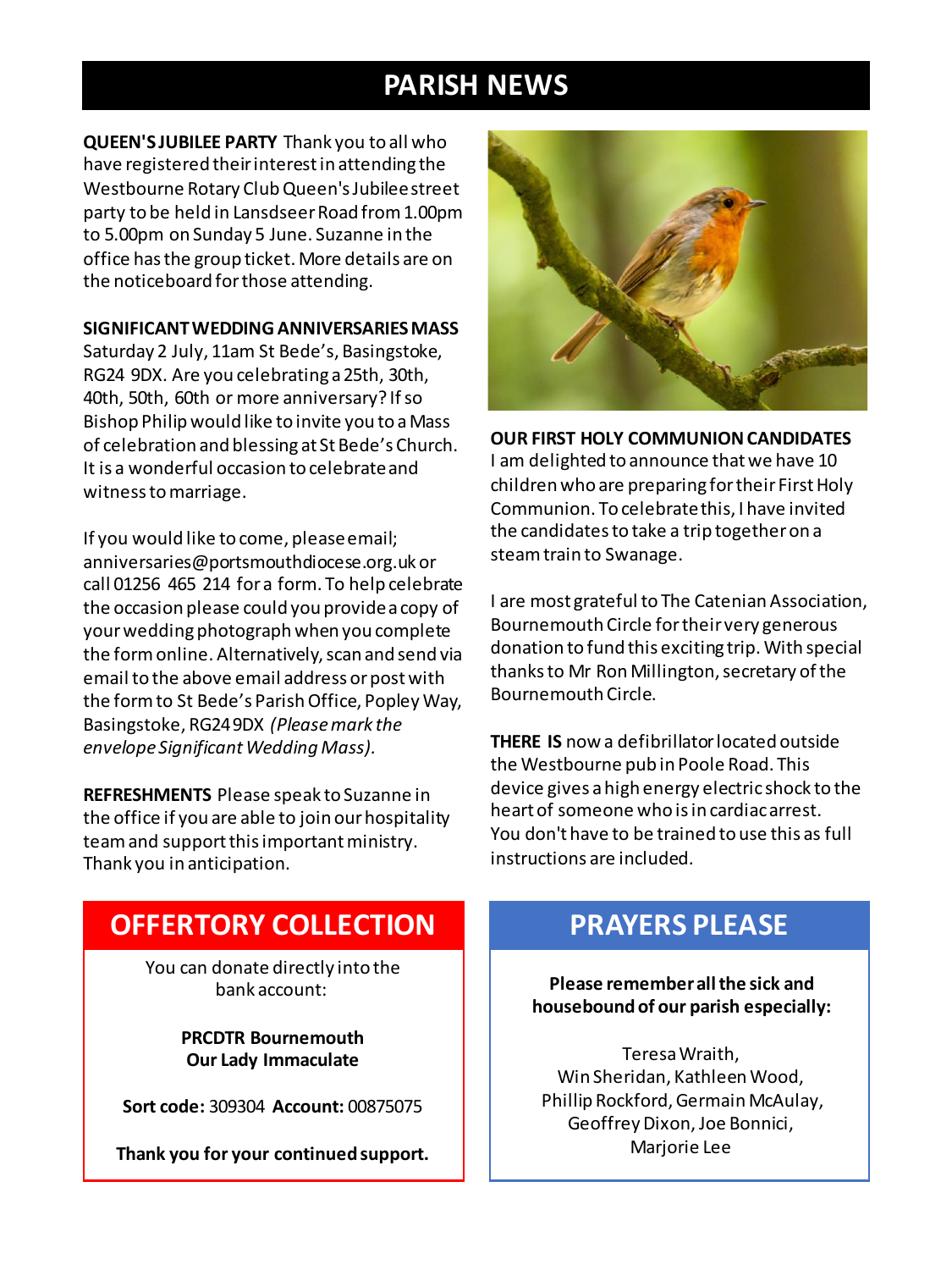# PARISH NEWS

**QUEEN'S JUBILEE PARTY** Thank you to all who have registered their interest in attending the Westbourne Rotary Club Queen's Jubilee street party to be held in Lansdseer Road from 1.00pm to 5.00pm on Sunday 5 June. Suzanne in the office has the group ticket. More details are on the noticeboard for those attending.

**SIGNIFICANT WEDDING ANNIVERSARIES MASS**
Saturday 2 July, 11am St Bede's, Basingstoke, RG24 9DX. Are you celebrating a 25th, 30th, 40th, 50th, 60th or more anniversary? If so Bishop Philip would like to invite you to a Mass of celebration and blessing at St Bede's Church. It is a wonderful occasion to celebrate and witness to marriage.

If you would like to come, please email; anniversaries@portsmouthdiocese.org.uk or call 01256 465 214 for a form. To help celebrate the occasion please could you provide a copy of your wedding photograph when you complete the form online. Alternatively, scan and send via email to the above email address or post with the form to St Bede's Parish Office, Popley Way, Basingstoke, RG24 9DX *(Please mark the envelope Significant Wedding Mass).*

**REFRESHMENTS** Please speak to Suzanne in the office if you are able to join our hospitality team and support this important ministry. Thank you in anticipation.

**OUR FIRST HOLY COMMUNION CANDIDATES**
I am delighted to announce that we have 10 children who are preparing for their First Holy Communion. To celebrate this, I have invited the candidates to take a trip together on a steam train to Swanage.

I are most grateful to The Catenian Association, Bournemouth Circle for their very generous donation to fund this exciting trip. With special thanks to Mr Ron Millington, secretary of the Bournemouth Circle.

**THERE IS** now a defibrillator located outside the Westbourne pub in Poole Road. This device gives a high energy electric shock to the heart of someone who is in cardiac arrest. You don't have to be trained to use this as full instructions are included.

## OFFERTORY COLLECTION

You can donate directly into the bank account:

**PRCDTR Bournemouth**
**Our Lady Immaculate**

**Sort code:** 309304 **Account:** 00875075

**Thank you for your continued support.**

## PRAYERS PLEASE

**Please remember all the sick and housebound of our parish especially:**

Teresa Wraith,
Win Sheridan, Kathleen Wood,
Phillip Rockford, Germain McAulay,
Geoffrey Dixon, Joe Bonnici,
Marjorie Lee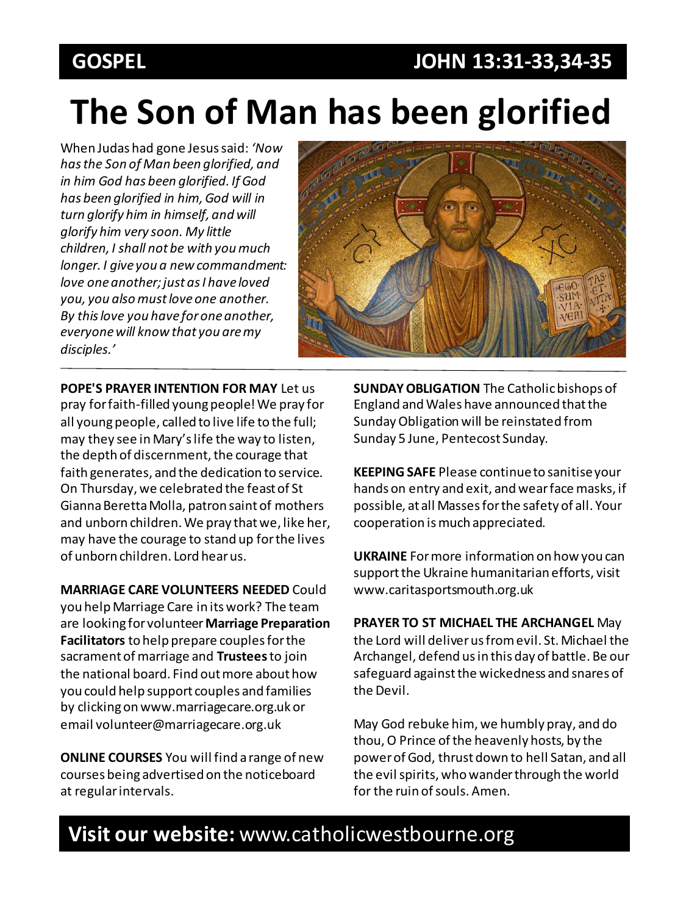## GOSPEL JOHN 13:31-33,34-35

# The Son of Man has been glorified

When Judas had gone Jesus said: *'Now has the Son of Man been glorified, and in him God has been glorified. If God has been glorified in him, God will in turn glorify him in himself, and will glorify him very soon. My little children, I shall not be with you much longer. I give you a new commandment: love one another; just as I have loved you, you also must love one another. By this love you have for one another, everyone will know that you are my disciples.'*

---

**POPE'S PRAYER INTENTION FOR MAY** Let us pray for faith-filled young people! We pray for all young people, called to live life to the full; may they see in Mary's life the way to listen, the depth of discernment, the courage that faith generates, and the dedication to service. On Thursday, we celebrated the feast of St Gianna Beretta Molla, patron saint of mothers and unborn children. We pray that we, like her, may have the courage to stand up for the lives of unborn children. Lord hear us.

**MARRIAGE CARE VOLUNTEERS NEEDED** Could you help Marriage Care in its work? The team are looking for volunteer **Marriage Preparation Facilitators** to help prepare couples for the sacrament of marriage and **Trustees** to join the national board. Find out more about how you could help support couples and families by clicking on www.marriagecare.org.uk or email volunteer@marriagecare.org.uk

**ONLINE COURSES** You will find a range of new courses being advertised on the noticeboard at regular intervals.

**SUNDAY OBLIGATION** The Catholic bishops of England and Wales have announced that the Sunday Obligation will be reinstated from Sunday 5 June, Pentecost Sunday.

**KEEPING SAFE** Please continue to sanitise your hands on entry and exit, and wear face masks, if possible, at all Masses for the safety of all. Your cooperation is much appreciated.

**UKRAINE** For more information on how you can support the Ukraine humanitarian efforts, visit www.caritasportsmouth.org.uk

**PRAYER TO ST MICHAEL THE ARCHANGEL** May the Lord will deliver us from evil. St. Michael the Archangel, defend us in this day of battle. Be our safeguard against the wickedness and snares of the Devil.

May God rebuke him, we humbly pray, and do thou, O Prince of the heavenly hosts, by the power of God, thrust down to hell Satan, and all the evil spirits, who wander through the world for the ruin of souls. Amen.

**Visit our website:** www.catholicwestbourne.org